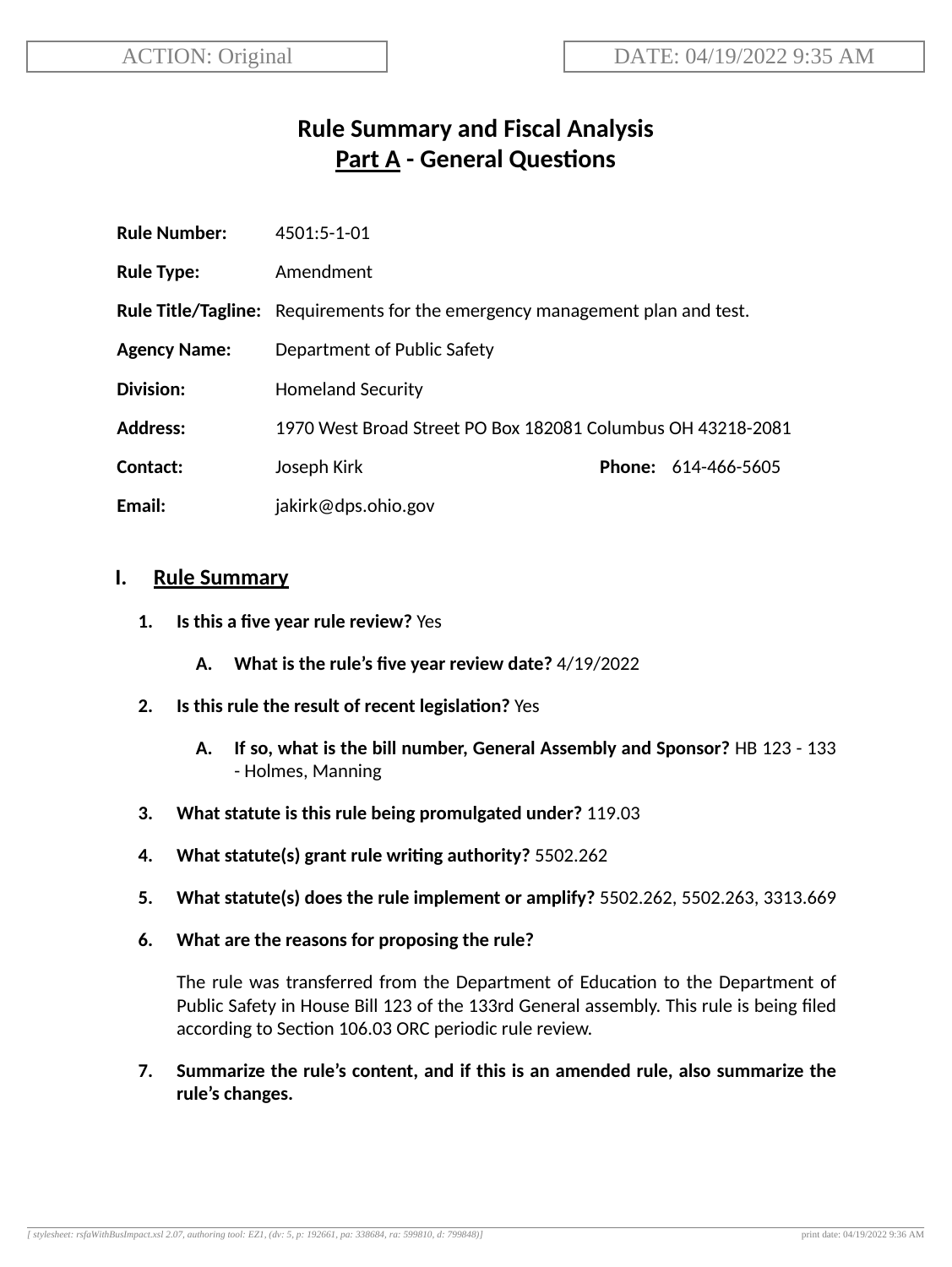ACTION: Original

DATE: 04/19/2022 9:35 AM

# Rule Summary and Fiscal Analysis
## Part A - General Questions

**Rule Number:** 4501:5-1-01

**Rule Type:** Amendment

**Rule Title/Tagline:** Requirements for the emergency management plan and test.

**Agency Name:** Department of Public Safety

**Division:** Homeland Security

**Address:** 1970 West Broad Street PO Box 182081 Columbus OH 43218-2081

**Contact:** Joseph Kirk **Phone:** 614-466-5605

**Email:** jakirk@dps.ohio.gov

## I. Rule Summary

1. **Is this a five year rule review?** Yes

   A. **What is the rule's five year review date?** 4/19/2022

2. **Is this rule the result of recent legislation?** Yes

   A. **If so, what is the bill number, General Assembly and Sponsor?** HB 123 - 133 - Holmes, Manning

3. **What statute is this rule being promulgated under?** 119.03

4. **What statute(s) grant rule writing authority?** 5502.262

5. **What statute(s) does the rule implement or amplify?** 5502.262, 5502.263, 3313.669

6. **What are the reasons for proposing the rule?**

   The rule was transferred from the Department of Education to the Department of Public Safety in House Bill 123 of the 133rd General assembly. This rule is being filed according to Section 106.03 ORC periodic rule review.

7. **Summarize the rule's content, and if this is an amended rule, also summarize the rule's changes.**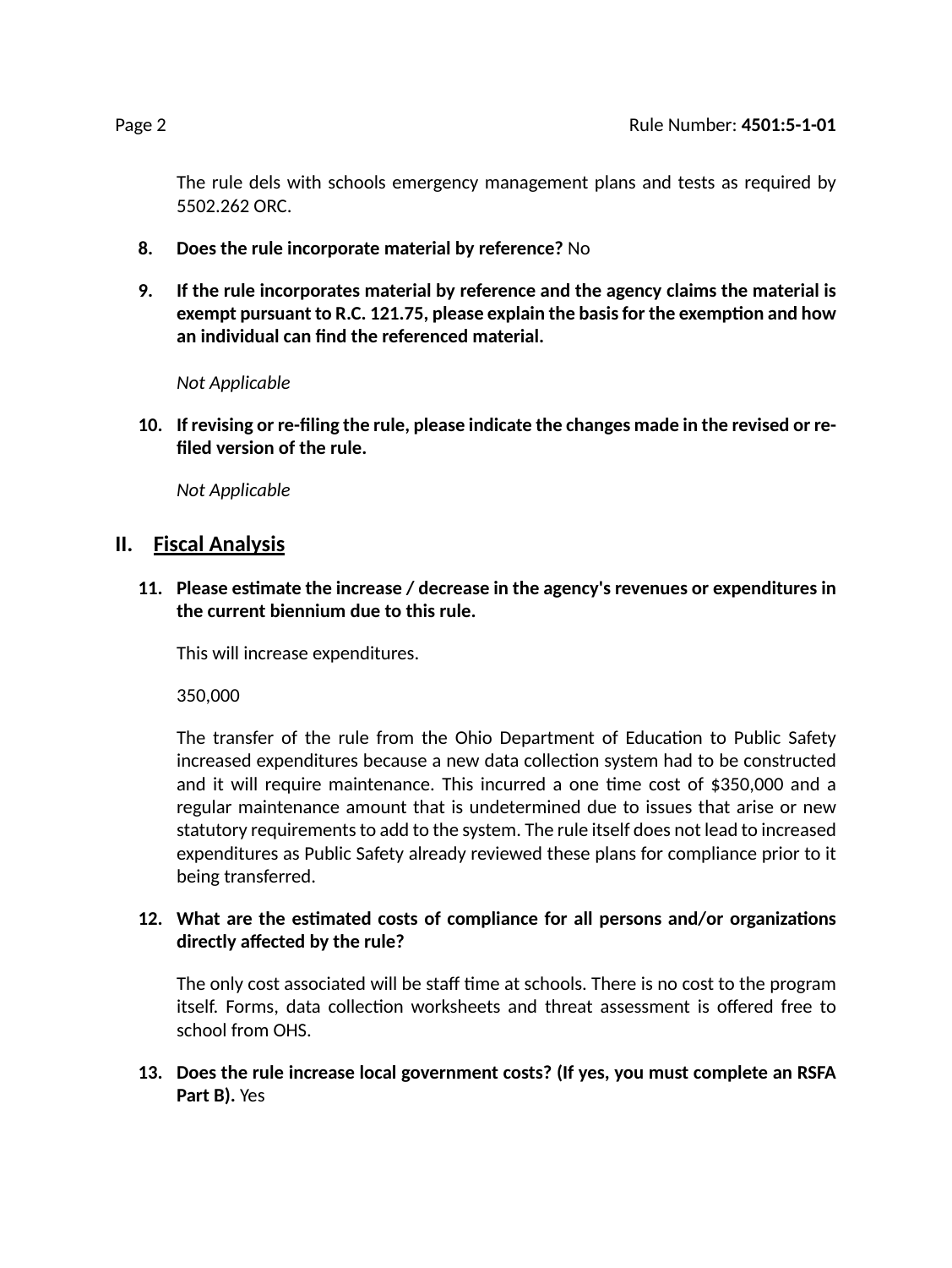The rule dels with schools emergency management plans and tests as required by 5502.262 ORC.

8. **Does the rule incorporate material by reference?** No

9. **If the rule incorporates material by reference and the agency claims the material is exempt pursuant to R.C. 121.75, please explain the basis for the exemption and how an individual can find the referenced material.**

   *Not Applicable*

10. **If revising or re-filing the rule, please indicate the changes made in the revised or re-filed version of the rule.**

    *Not Applicable*

## II. Fiscal Analysis

11. **Please estimate the increase / decrease in the agency's revenues or expenditures in the current biennium due to this rule.**

    This will increase expenditures.

    350,000

    The transfer of the rule from the Ohio Department of Education to Public Safety increased expenditures because a new data collection system had to be constructed and it will require maintenance. This incurred a one time cost of $350,000 and a regular maintenance amount that is undetermined due to issues that arise or new statutory requirements to add to the system. The rule itself does not lead to increased expenditures as Public Safety already reviewed these plans for compliance prior to it being transferred.

12. **What are the estimated costs of compliance for all persons and/or organizations directly affected by the rule?**

    The only cost associated will be staff time at schools. There is no cost to the program itself. Forms, data collection worksheets and threat assessment is offered free to school from OHS.

13. **Does the rule increase local government costs? (If yes, you must complete an RSFA Part B).** Yes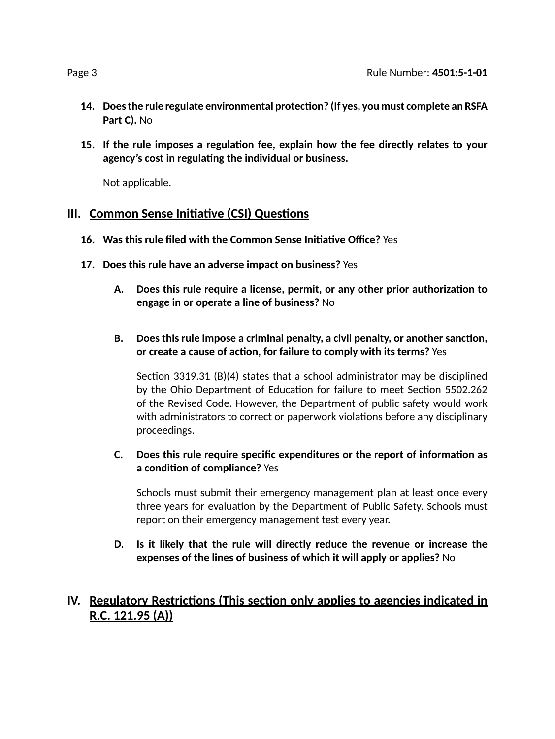14. **Does the rule regulate environmental protection? (If yes, you must complete an RSFA Part C).** No

15. **If the rule imposes a regulation fee, explain how the fee directly relates to your agency's cost in regulating the individual or business.**

    Not applicable.

## III. Common Sense Initiative (CSI) Questions

16. **Was this rule filed with the Common Sense Initiative Office?** Yes

17. **Does this rule have an adverse impact on business?** Yes

    A. **Does this rule require a license, permit, or any other prior authorization to engage in or operate a line of business?** No

    B. **Does this rule impose a criminal penalty, a civil penalty, or another sanction, or create a cause of action, for failure to comply with its terms?** Yes

       Section 3319.31 (B)(4) states that a school administrator may be disciplined by the Ohio Department of Education for failure to meet Section 5502.262 of the Revised Code. However, the Department of public safety would work with administrators to correct or paperwork violations before any disciplinary proceedings.

    C. **Does this rule require specific expenditures or the report of information as a condition of compliance?** Yes

       Schools must submit their emergency management plan at least once every three years for evaluation by the Department of Public Safety. Schools must report on their emergency management test every year.

    D. **Is it likely that the rule will directly reduce the revenue or increase the expenses of the lines of business of which it will apply or applies?** No

## IV. Regulatory Restrictions (This section only applies to agencies indicated in R.C. 121.95 (A))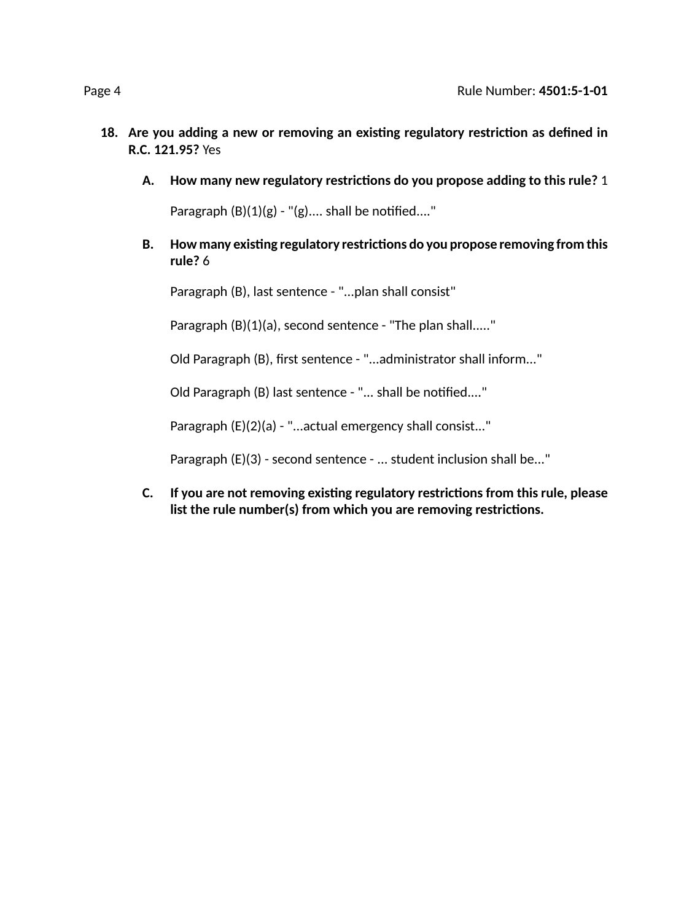18. **Are you adding a new or removing an existing regulatory restriction as defined in R.C. 121.95?** Yes

    A. **How many new regulatory restrictions do you propose adding to this rule?** 1

       Paragraph (B)(1)(g) - "(g).... shall be notified...."

    B. **How many existing regulatory restrictions do you propose removing from this rule?** 6

       Paragraph (B), last sentence - "...plan shall consist"

       Paragraph (B)(1)(a), second sentence - "The plan shall....."

       Old Paragraph (B), first sentence - "...administrator shall inform..."

       Old Paragraph (B) last sentence - "... shall be notified...."

       Paragraph (E)(2)(a) - "...actual emergency shall consist..."

       Paragraph (E)(3) - second sentence - ... student inclusion shall be..."

    C. **If you are not removing existing regulatory restrictions from this rule, please list the rule number(s) from which you are removing restrictions.**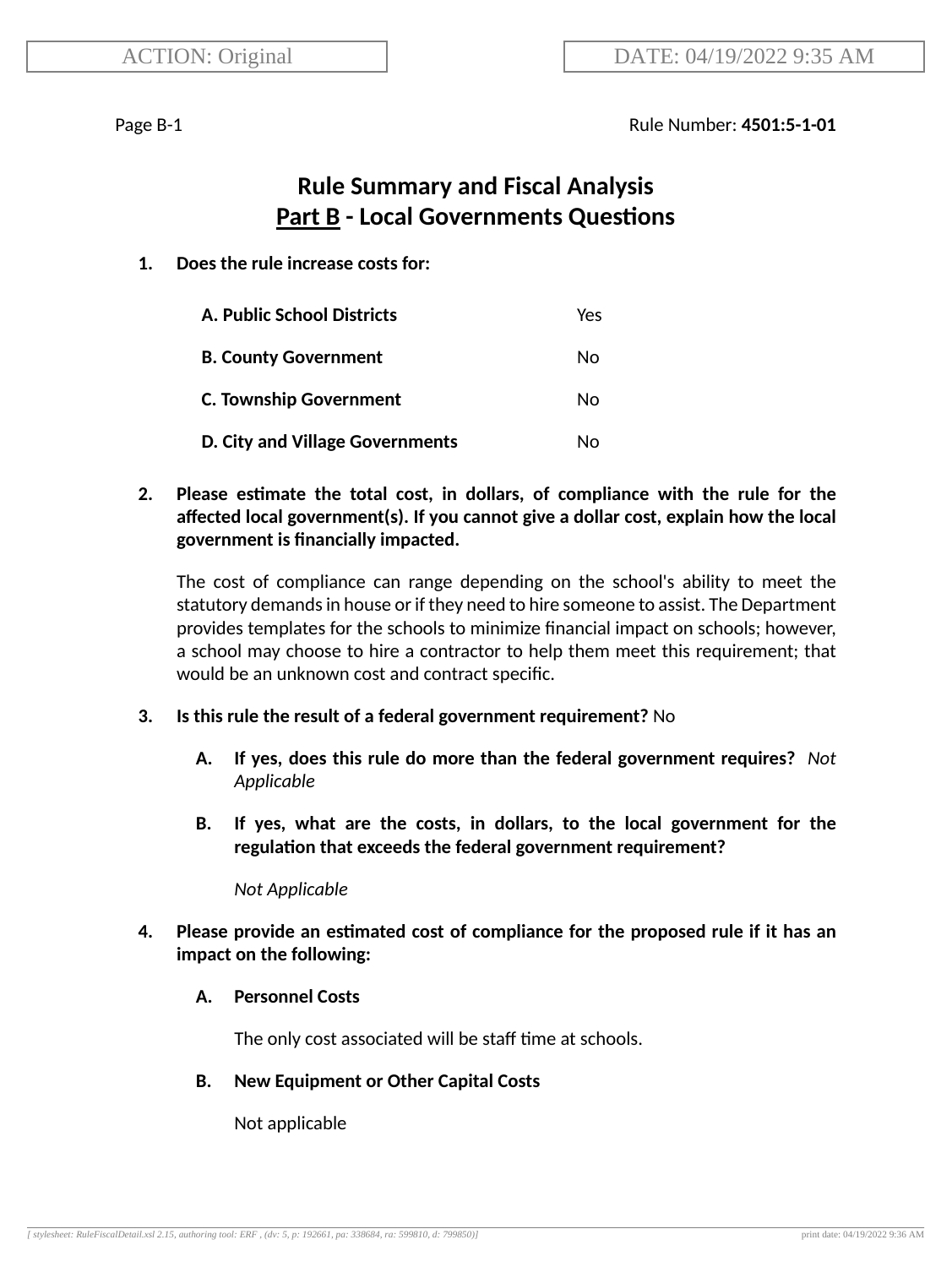ACTION: Original

DATE: 04/19/2022 9:35 AM

Page B-1 Rule Number: **4501:5-1-01**

# Rule Summary and Fiscal Analysis
## Part B - Local Governments Questions

1. **Does the rule increase costs for:**

| | |
|---|---|
| **A. Public School Districts** | Yes |
| **B. County Government** | No |
| **C. Township Government** | No |
| **D. City and Village Governments** | No |

2. **Please estimate the total cost, in dollars, of compliance with the rule for the affected local government(s). If you cannot give a dollar cost, explain how the local government is financially impacted.**

   The cost of compliance can range depending on the school's ability to meet the statutory demands in house or if they need to hire someone to assist. The Department provides templates for the schools to minimize financial impact on schools; however, a school may choose to hire a contractor to help them meet this requirement; that would be an unknown cost and contract specific.

3. **Is this rule the result of a federal government requirement?** No

   A. **If yes, does this rule do more than the federal government requires?** *Not Applicable*

   B. **If yes, what are the costs, in dollars, to the local government for the regulation that exceeds the federal government requirement?**

      *Not Applicable*

4. **Please provide an estimated cost of compliance for the proposed rule if it has an impact on the following:**

   A. **Personnel Costs**

      The only cost associated will be staff time at schools.

   B. **New Equipment or Other Capital Costs**

      Not applicable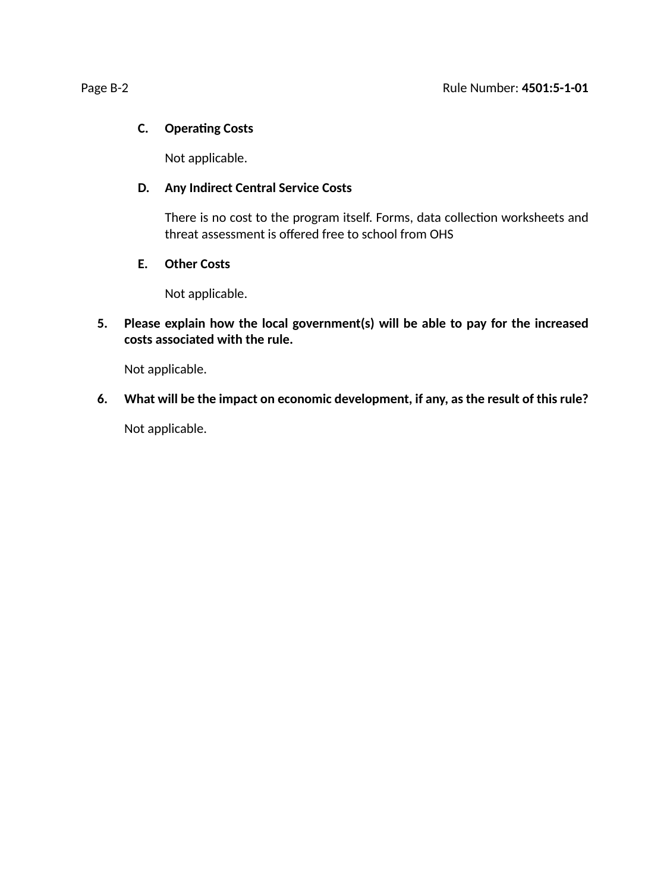C. **Operating Costs**

Not applicable.

D. **Any Indirect Central Service Costs**

There is no cost to the program itself. Forms, data collection worksheets and threat assessment is offered free to school from OHS

E. **Other Costs**

Not applicable.

5. **Please explain how the local government(s) will be able to pay for the increased costs associated with the rule.**

   Not applicable.

6. **What will be the impact on economic development, if any, as the result of this rule?**

   Not applicable.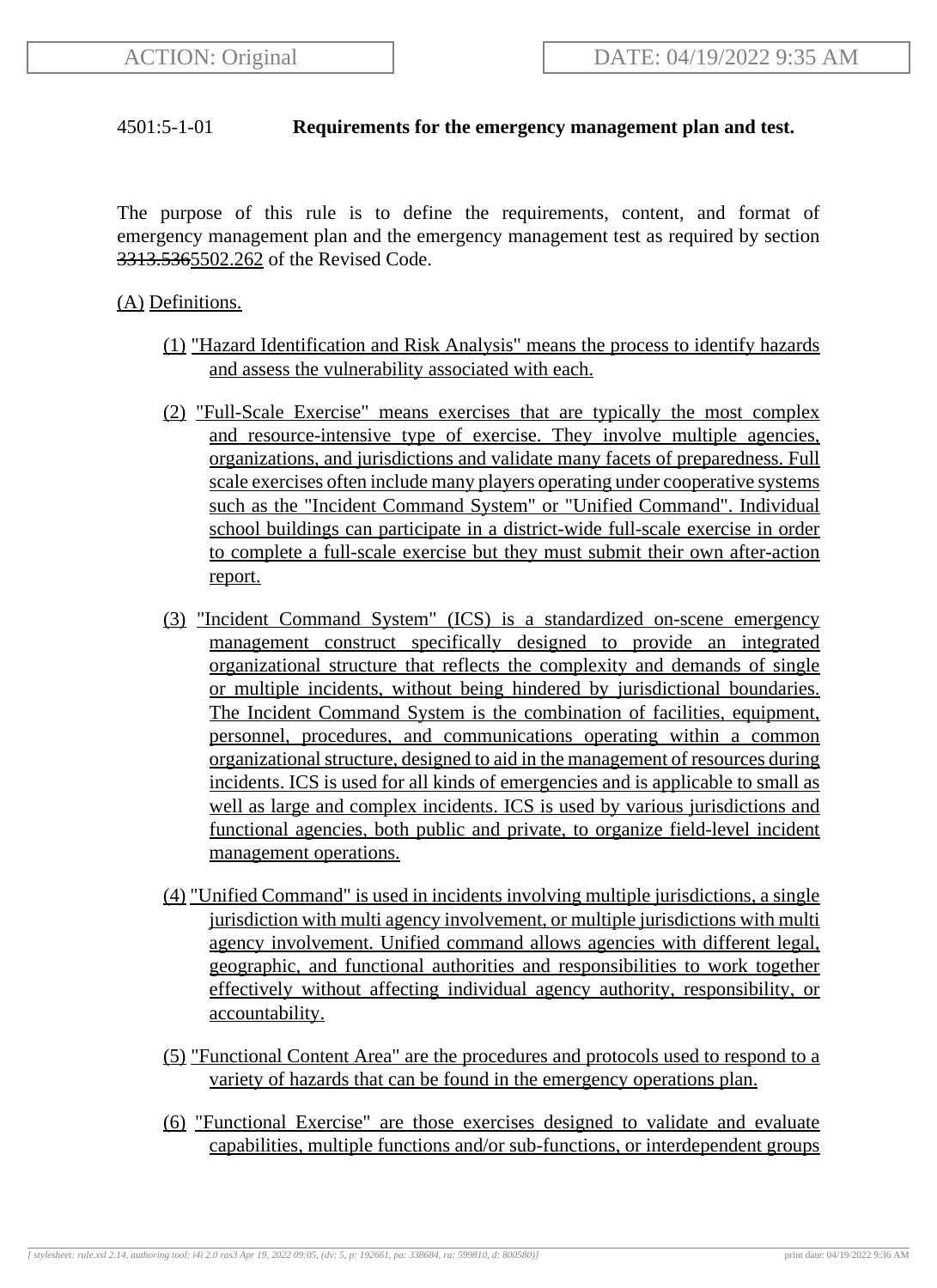ACTION: Original | DATE: 04/19/2022 9:35 AM

4501:5-1-01 **Requirements for the emergency management plan and test.**

The purpose of this rule is to define the requirements, content, and format of emergency management plan and the emergency management test as required by section ~~3313.536~~5502.262 of the Revised Code.

(A) Definitions.

(1) "Hazard Identification and Risk Analysis" means the process to identify hazards and assess the vulnerability associated with each.

(2) "Full-Scale Exercise" means exercises that are typically the most complex and resource-intensive type of exercise. They involve multiple agencies, organizations, and jurisdictions and validate many facets of preparedness. Full scale exercises often include many players operating under cooperative systems such as the "Incident Command System" or "Unified Command". Individual school buildings can participate in a district-wide full-scale exercise in order to complete a full-scale exercise but they must submit their own after-action report.

(3) "Incident Command System" (ICS) is a standardized on-scene emergency management construct specifically designed to provide an integrated organizational structure that reflects the complexity and demands of single or multiple incidents, without being hindered by jurisdictional boundaries. The Incident Command System is the combination of facilities, equipment, personnel, procedures, and communications operating within a common organizational structure, designed to aid in the management of resources during incidents. ICS is used for all kinds of emergencies and is applicable to small as well as large and complex incidents. ICS is used by various jurisdictions and functional agencies, both public and private, to organize field-level incident management operations.

(4) "Unified Command" is used in incidents involving multiple jurisdictions, a single jurisdiction with multi agency involvement, or multiple jurisdictions with multi agency involvement. Unified command allows agencies with different legal, geographic, and functional authorities and responsibilities to work together effectively without affecting individual agency authority, responsibility, or accountability.

(5) "Functional Content Area" are the procedures and protocols used to respond to a variety of hazards that can be found in the emergency operations plan.

(6) "Functional Exercise" are those exercises designed to validate and evaluate capabilities, multiple functions and/or sub-functions, or interdependent groups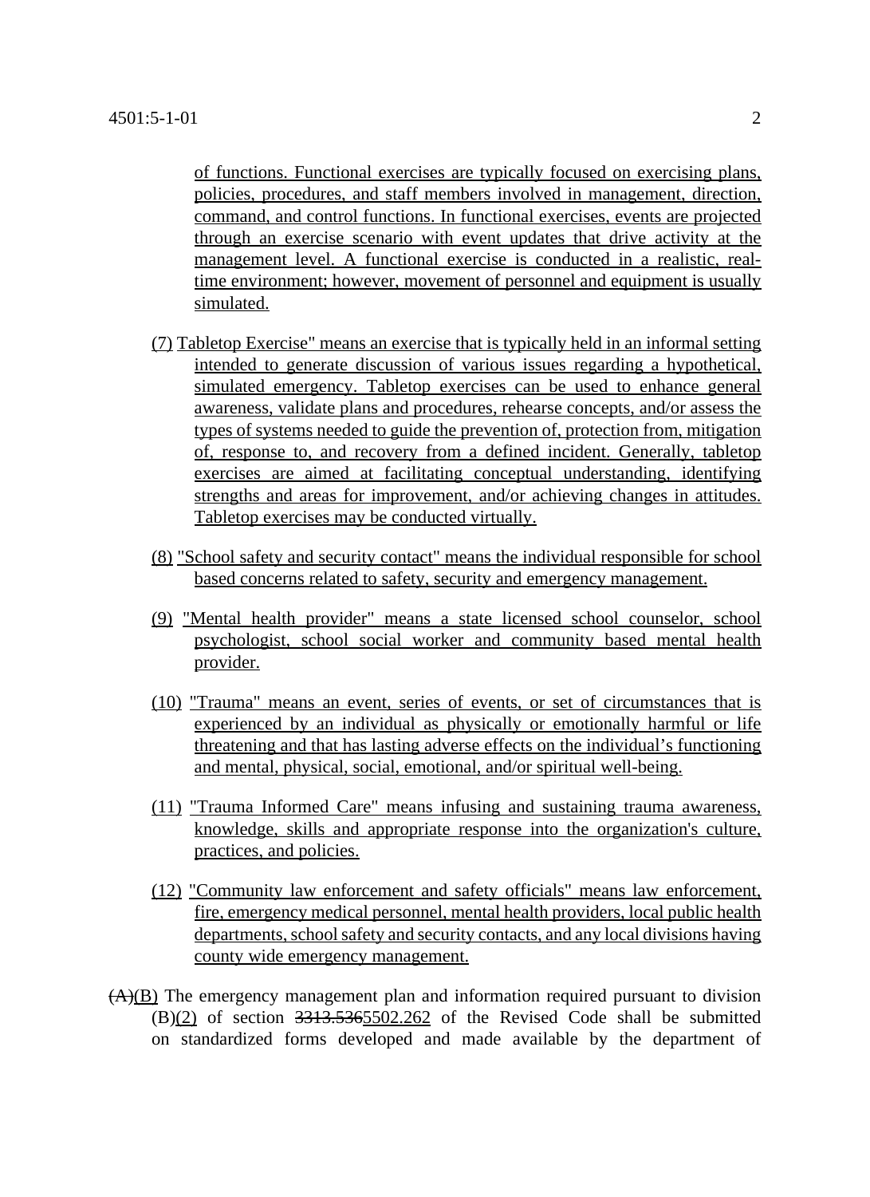of functions. Functional exercises are typically focused on exercising plans, policies, procedures, and staff members involved in management, direction, command, and control functions. In functional exercises, events are projected through an exercise scenario with event updates that drive activity at the management level. A functional exercise is conducted in a realistic, real-time environment; however, movement of personnel and equipment is usually simulated.

(7) Tabletop Exercise" means an exercise that is typically held in an informal setting intended to generate discussion of various issues regarding a hypothetical, simulated emergency. Tabletop exercises can be used to enhance general awareness, validate plans and procedures, rehearse concepts, and/or assess the types of systems needed to guide the prevention of, protection from, mitigation of, response to, and recovery from a defined incident. Generally, tabletop exercises are aimed at facilitating conceptual understanding, identifying strengths and areas for improvement, and/or achieving changes in attitudes. Tabletop exercises may be conducted virtually.

(8) "School safety and security contact" means the individual responsible for school based concerns related to safety, security and emergency management.

(9) "Mental health provider" means a state licensed school counselor, school psychologist, school social worker and community based mental health provider.

(10) "Trauma" means an event, series of events, or set of circumstances that is experienced by an individual as physically or emotionally harmful or life threatening and that has lasting adverse effects on the individual's functioning and mental, physical, social, emotional, and/or spiritual well-being.

(11) "Trauma Informed Care" means infusing and sustaining trauma awareness, knowledge, skills and appropriate response into the organization's culture, practices, and policies.

(12) "Community law enforcement and safety officials" means law enforcement, fire, emergency medical personnel, mental health providers, local public health departments, school safety and security contacts, and any local divisions having county wide emergency management.

~~(A)~~(B) The emergency management plan and information required pursuant to division (B)(2) of section ~~3313.536~~5502.262 of the Revised Code shall be submitted on standardized forms developed and made available by the department of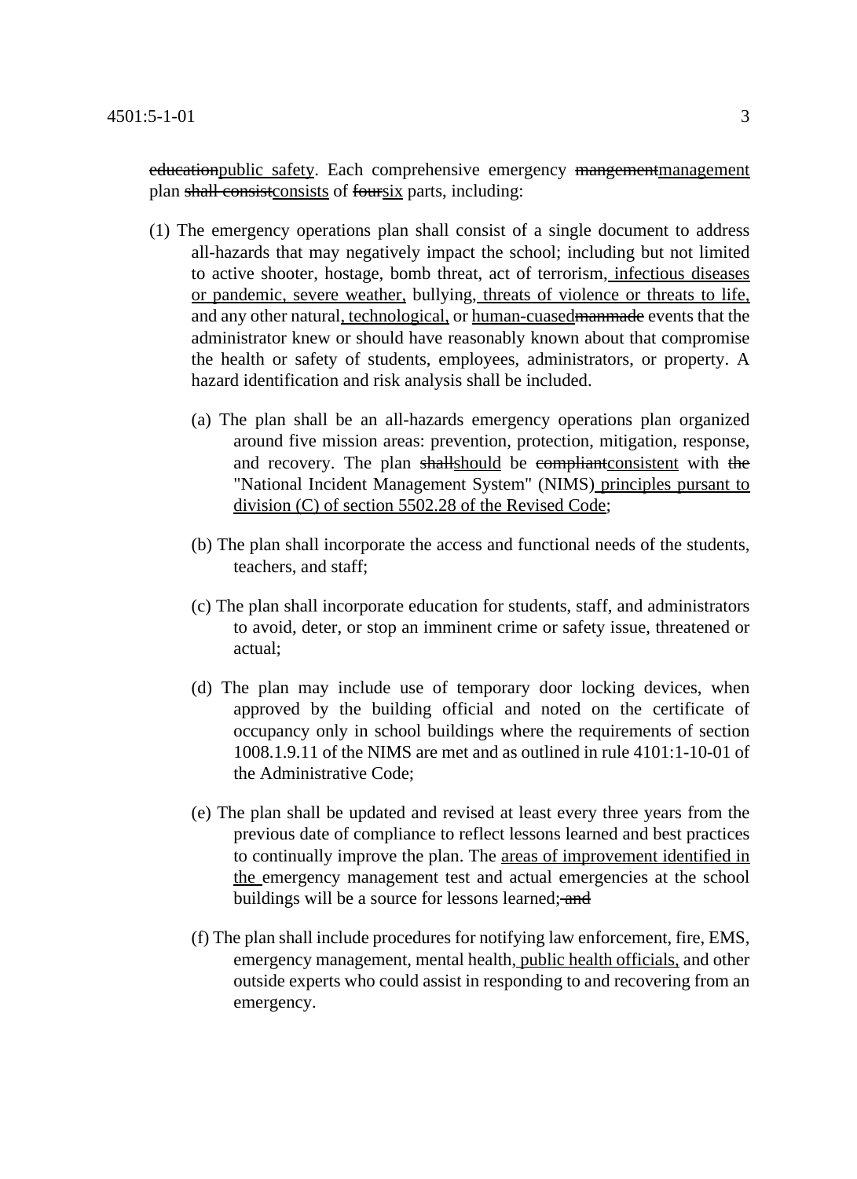~~education~~<u>public safety</u>. Each comprehensive emergency ~~mangement~~<u>management</u> plan ~~shall consist~~<u>consists</u> of ~~four~~<u>six</u> parts, including:

(1) The emergency operations plan shall consist of a single document to address all-hazards that may negatively impact the school; including but not limited to active shooter, hostage, bomb threat, act of terrorism<u>, infectious diseases or pandemic, severe weather,</u> bullying<u>, threats of violence or threats to life,</u> and any other natural<u>, technological,</u> or <u>human-cuased</u>~~manmade~~ events that the administrator knew or should have reasonably known about that compromise the health or safety of students, employees, administrators, or property. A hazard identification and risk analysis shall be included.

(a) The plan shall be an all-hazards emergency operations plan organized around five mission areas: prevention, protection, mitigation, response, and recovery. The plan ~~shall~~<u>should</u> be ~~compliant~~<u>consistent</u> with ~~the~~ "National Incident Management System" (NIMS)<u> principles pursant to division (C) of section 5502.28 of the Revised Code</u>;

(b) The plan shall incorporate the access and functional needs of the students, teachers, and staff;

(c) The plan shall incorporate education for students, staff, and administrators to avoid, deter, or stop an imminent crime or safety issue, threatened or actual;

(d) The plan may include use of temporary door locking devices, when approved by the building official and noted on the certificate of occupancy only in school buildings where the requirements of section 1008.1.9.11 of the NIMS are met and as outlined in rule 4101:1-10-01 of the Administrative Code;

(e) The plan shall be updated and revised at least every three years from the previous date of compliance to reflect lessons learned and best practices to continually improve the plan. The <u>areas of improvement identified in the </u>emergency management test and actual emergencies at the school buildings will be a source for lessons learned;~~ and~~

(f) The plan shall include procedures for notifying law enforcement, fire, EMS, emergency management, mental health<u>, public health officials,</u> and other outside experts who could assist in responding to and recovering from an emergency.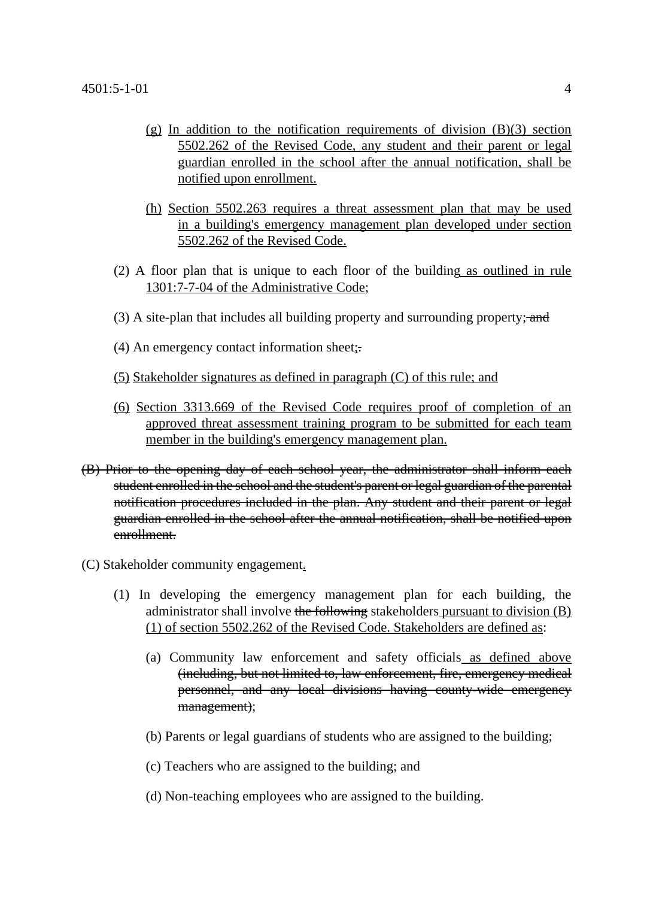(g) <u>In addition to the notification requirements of division (B)(3) section 5502.262 of the Revised Code, any student and their parent or legal guardian enrolled in the school after the annual notification, shall be notified upon enrollment.</u>

(h) <u>Section 5502.263 requires a threat assessment plan that may be used in a building's emergency management plan developed under section 5502.262 of the Revised Code.</u>

(2) A floor plan that is unique to each floor of the building<u> as outlined in rule 1301:7-7-04 of the Administrative Code</u>;

(3) A site-plan that includes all building property and surrounding property;~~ and~~

(4) An emergency contact information sheet<u>;</u>~~.~~

<u>(5)</u> <u>Stakeholder signatures as defined in paragraph (C) of this rule; and</u>

<u>(6)</u> <u>Section 3313.669 of the Revised Code requires proof of completion of an approved threat assessment training program to be submitted for each team member in the building's emergency management plan.</u>

~~(B) Prior to the opening day of each school year, the administrator shall inform each student enrolled in the school and the student's parent or legal guardian of the parental notification procedures included in the plan. Any student and their parent or legal guardian enrolled in the school after the annual notification, shall be notified upon enrollment.~~

(C) Stakeholder community engagement<u>.</u>

(1) In developing the emergency management plan for each building, the administrator shall involve ~~the following~~ stakeholders<u> pursuant to division (B)(1) of section 5502.262 of the Revised Code. Stakeholders are defined as</u>:

(a) Community law enforcement and safety officials<u> as defined above</u> ~~(including, but not limited to, law enforcement, fire, emergency medical personnel, and any local divisions having county-wide emergency management)~~;

(b) Parents or legal guardians of students who are assigned to the building;

(c) Teachers who are assigned to the building; and

(d) Non-teaching employees who are assigned to the building.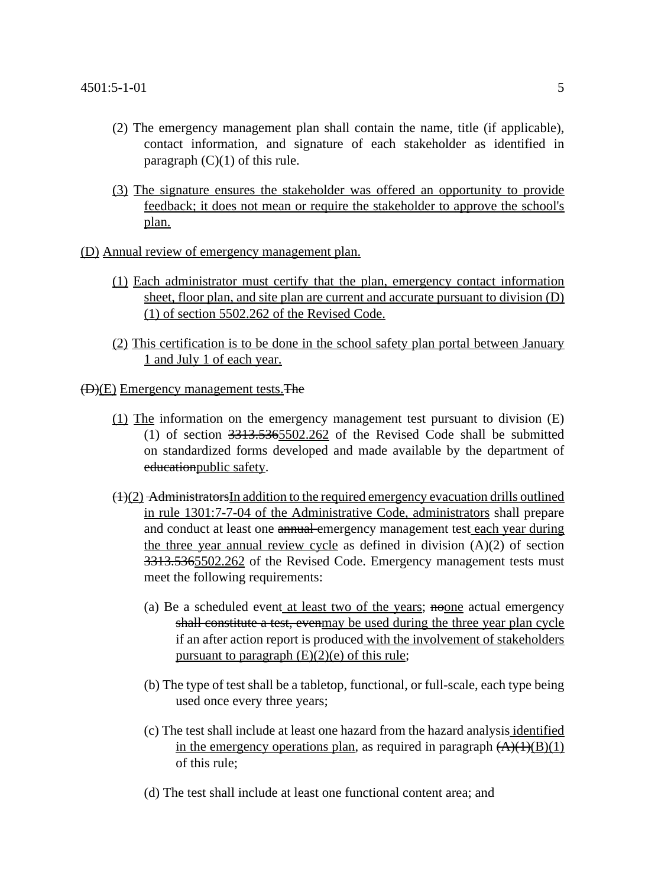(2) The emergency management plan shall contain the name, title (if applicable), contact information, and signature of each stakeholder as identified in paragraph (C)(1) of this rule.

<u>(3)</u> <u>The signature ensures the stakeholder was offered an opportunity to provide feedback; it does not mean or require the stakeholder to approve the school's plan.</u>

<u>(D)</u> <u>Annual review of emergency management plan.</u>

<u>(1)</u> <u>Each administrator must certify that the plan, emergency contact information sheet, floor plan, and site plan are current and accurate pursuant to division (D)(1) of section 5502.262 of the Revised Code.</u>

<u>(2)</u> <u>This certification is to be done in the school safety plan portal between January 1 and July 1 of each year.</u>

~~(D)~~<u>(E)</u> <u>Emergency management tests.</u>~~The~~

<u>(1)</u> <u>The</u> information on the emergency management test pursuant to division (E)(1) of section ~~3313.536~~<u>5502.262</u> of the Revised Code shall be submitted on standardized forms developed and made available by the department of ~~education~~<u>public safety</u>.

~~(1)~~<u>(2)</u> ~~Administrators~~<u>In addition to the required emergency evacuation drills outlined in rule 1301:7-7-04 of the Administrative Code, administrators</u> shall prepare and conduct at least one ~~annual~~ emergency management test<u> each year during the three year annual review cycle</u> as defined in division (A)(2) of section ~~3313.536~~<u>5502.262</u> of the Revised Code. Emergency management tests must meet the following requirements:

(a) Be a scheduled event<u> at least two of the years</u>; ~~no~~<u>one</u> actual emergency ~~shall constitute a test, even~~<u>may be used during the three year plan cycle</u> if an after action report is produced<u> with the involvement of stakeholders pursuant to paragraph (E)(2)(e) of this rule</u>;

(b) The type of test shall be a tabletop, functional, or full-scale, each type being used once every three years;

(c) The test shall include at least one hazard from the hazard analysis<u> identified in the emergency operations plan</u>, as required in paragraph ~~(A)(1)~~<u>(B)(1)</u> of this rule;

(d) The test shall include at least one functional content area; and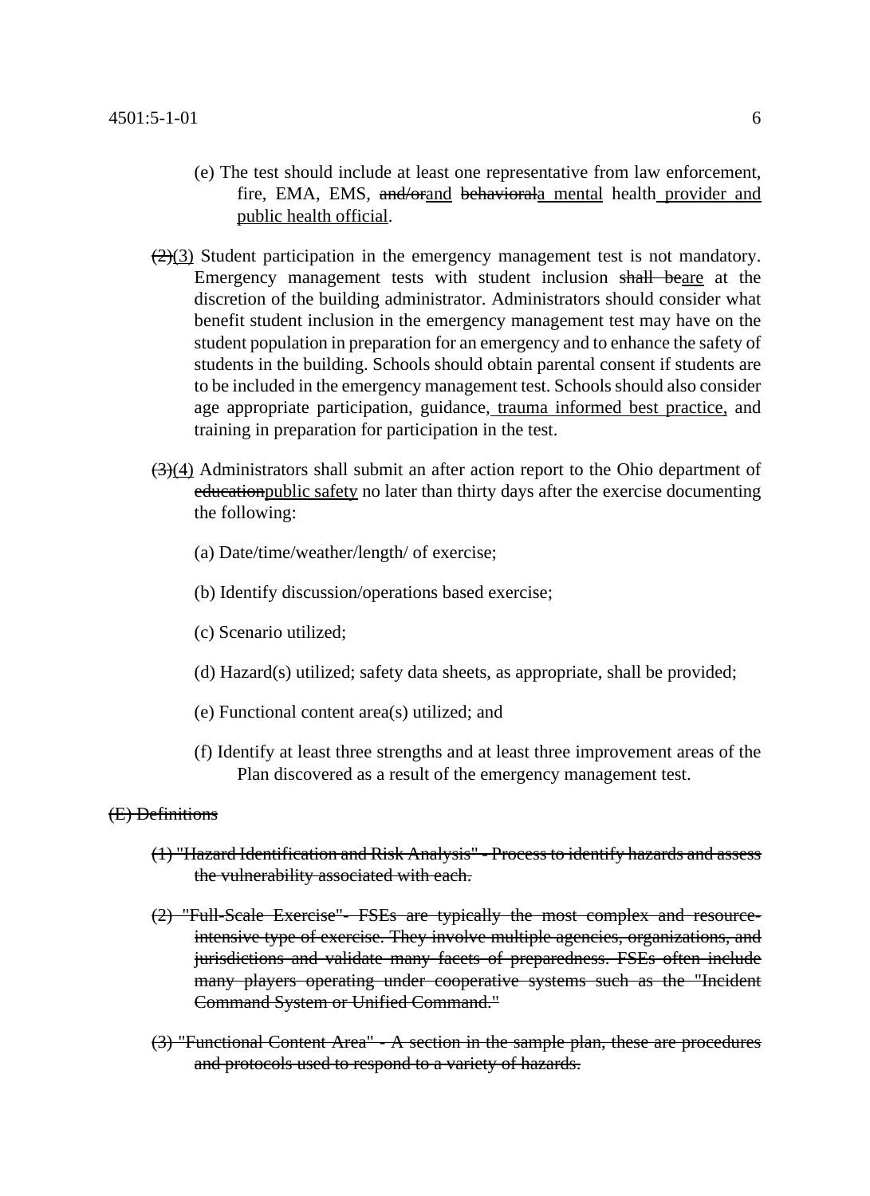(e) The test should include at least one representative from law enforcement, fire, EMA, EMS, ~~and/or~~<u>and</u> ~~behavioral~~<u>a mental</u> health<u> provider and public health official</u>.

~~(2)~~<u>(3)</u> Student participation in the emergency management test is not mandatory. Emergency management tests with student inclusion ~~shall be~~<u>are</u> at the discretion of the building administrator. Administrators should consider what benefit student inclusion in the emergency management test may have on the student population in preparation for an emergency and to enhance the safety of students in the building. Schools should obtain parental consent if students are to be included in the emergency management test. Schools should also consider age appropriate participation, guidance,<u> trauma informed best practice,</u> and training in preparation for participation in the test.

~~(3)~~<u>(4)</u> Administrators shall submit an after action report to the Ohio department of ~~education~~<u>public safety</u> no later than thirty days after the exercise documenting the following:

(a) Date/time/weather/length/ of exercise;

(b) Identify discussion/operations based exercise;

(c) Scenario utilized;

(d) Hazard(s) utilized; safety data sheets, as appropriate, shall be provided;

(e) Functional content area(s) utilized; and

(f) Identify at least three strengths and at least three improvement areas of the Plan discovered as a result of the emergency management test.

~~(E) Definitions~~

~~(1) "Hazard Identification and Risk Analysis" - Process to identify hazards and assess the vulnerability associated with each.~~

~~(2) "Full-Scale Exercise"- FSEs are typically the most complex and resource-intensive type of exercise. They involve multiple agencies, organizations, and jurisdictions and validate many facets of preparedness. FSEs often include many players operating under cooperative systems such as the "Incident Command System or Unified Command."~~

~~(3) "Functional Content Area" - A section in the sample plan, these are procedures and protocols used to respond to a variety of hazards.~~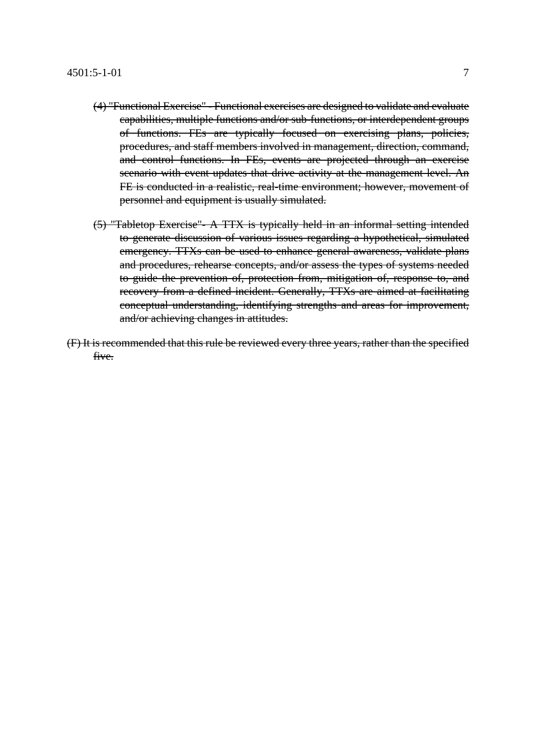~~(4) "Functional Exercise" - Functional exercises are designed to validate and evaluate capabilities, multiple functions and/or sub-functions, or interdependent groups of functions. FEs are typically focused on exercising plans, policies, procedures, and staff members involved in management, direction, command, and control functions. In FEs, events are projected through an exercise scenario with event updates that drive activity at the management level. An FE is conducted in a realistic, real-time environment; however, movement of personnel and equipment is usually simulated.~~

~~(5) "Tabletop Exercise"- A TTX is typically held in an informal setting intended to generate discussion of various issues regarding a hypothetical, simulated emergency. TTXs can be used to enhance general awareness, validate plans and procedures, rehearse concepts, and/or assess the types of systems needed to guide the prevention of, protection from, mitigation of, response to, and recovery from a defined incident. Generally, TTXs are aimed at facilitating conceptual understanding, identifying strengths and areas for improvement, and/or achieving changes in attitudes.~~

~~(F) It is recommended that this rule be reviewed every three years, rather than the specified five.~~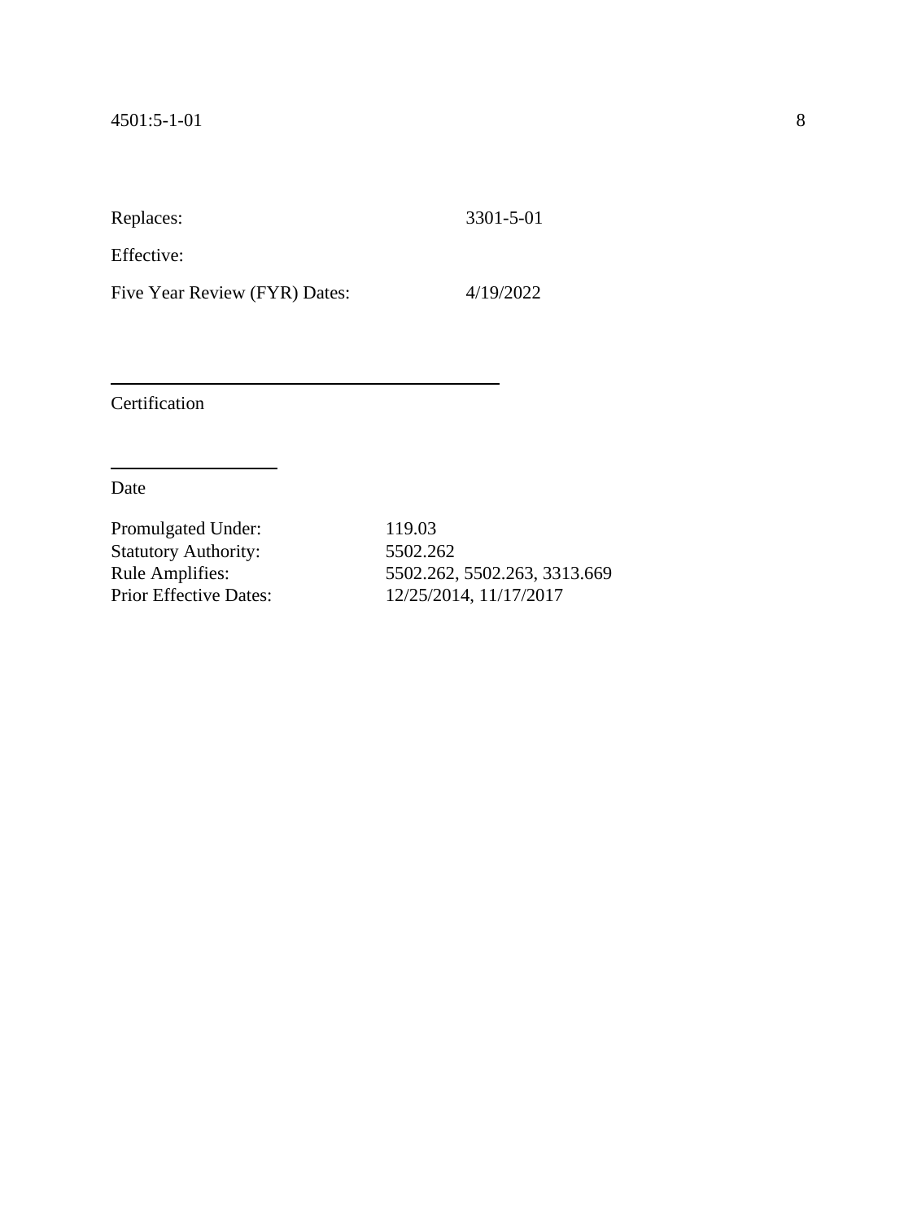Replaces: 3301-5-01

Effective:

Five Year Review (FYR) Dates: 4/19/2022

_______________________________________

Certification

_______________________________________

Date

| | |
|---|---|
| Promulgated Under: | 119.03 |
| Statutory Authority: | 5502.262 |
| Rule Amplifies: | 5502.262, 5502.263, 3313.669 |
| Prior Effective Dates: | 12/25/2014, 11/17/2017 |